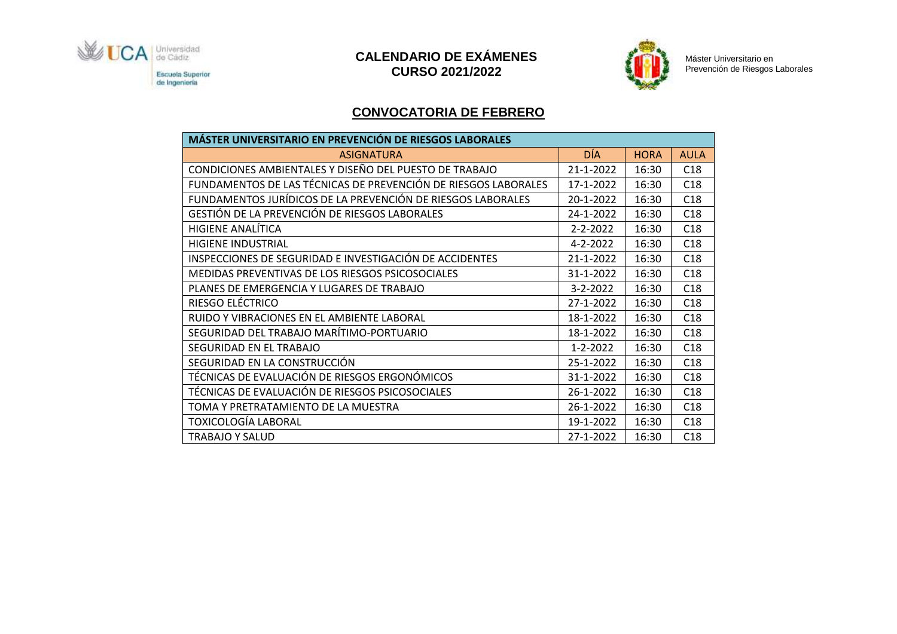Universidad de Cádiz
Escuela Superior de Ingeniería

# CALENDARIO DE EXÁMENES
## CURSO 2021/2022

Máster Universitario en Prevención de Riesgos Laborales

## CONVOCATORIA DE FEBRERO

| MÁSTER UNIVERSITARIO EN PREVENCIÓN DE RIESGOS LABORALES | | | |
|---|---|---|---|
| ASIGNATURA | DÍA | HORA | AULA |
| CONDICIONES AMBIENTALES Y DISEÑO DEL PUESTO DE TRABAJO | 21-1-2022 | 16:30 | C18 |
| FUNDAMENTOS DE LAS TÉCNICAS DE PREVENCIÓN DE RIESGOS LABORALES | 17-1-2022 | 16:30 | C18 |
| FUNDAMENTOS JURÍDICOS DE LA PREVENCIÓN DE RIESGOS LABORALES | 20-1-2022 | 16:30 | C18 |
| GESTIÓN DE LA PREVENCIÓN DE RIESGOS LABORALES | 24-1-2022 | 16:30 | C18 |
| HIGIENE ANALÍTICA | 2-2-2022 | 16:30 | C18 |
| HIGIENE INDUSTRIAL | 4-2-2022 | 16:30 | C18 |
| INSPECCIONES DE SEGURIDAD E INVESTIGACIÓN DE ACCIDENTES | 21-1-2022 | 16:30 | C18 |
| MEDIDAS PREVENTIVAS DE LOS RIESGOS PSICOSOCIALES | 31-1-2022 | 16:30 | C18 |
| PLANES DE EMERGENCIA Y LUGARES DE TRABAJO | 3-2-2022 | 16:30 | C18 |
| RIESGO ELÉCTRICO | 27-1-2022 | 16:30 | C18 |
| RUIDO Y VIBRACIONES EN EL AMBIENTE LABORAL | 18-1-2022 | 16:30 | C18 |
| SEGURIDAD DEL TRABAJO MARÍTIMO-PORTUARIO | 18-1-2022 | 16:30 | C18 |
| SEGURIDAD EN EL TRABAJO | 1-2-2022 | 16:30 | C18 |
| SEGURIDAD EN LA CONSTRUCCIÓN | 25-1-2022 | 16:30 | C18 |
| TÉCNICAS DE EVALUACIÓN DE RIESGOS ERGONÓMICOS | 31-1-2022 | 16:30 | C18 |
| TÉCNICAS DE EVALUACIÓN DE RIESGOS PSICOSOCIALES | 26-1-2022 | 16:30 | C18 |
| TOMA Y PRETRATAMIENTO DE LA MUESTRA | 26-1-2022 | 16:30 | C18 |
| TOXICOLOGÍA LABORAL | 19-1-2022 | 16:30 | C18 |
| TRABAJO Y SALUD | 27-1-2022 | 16:30 | C18 |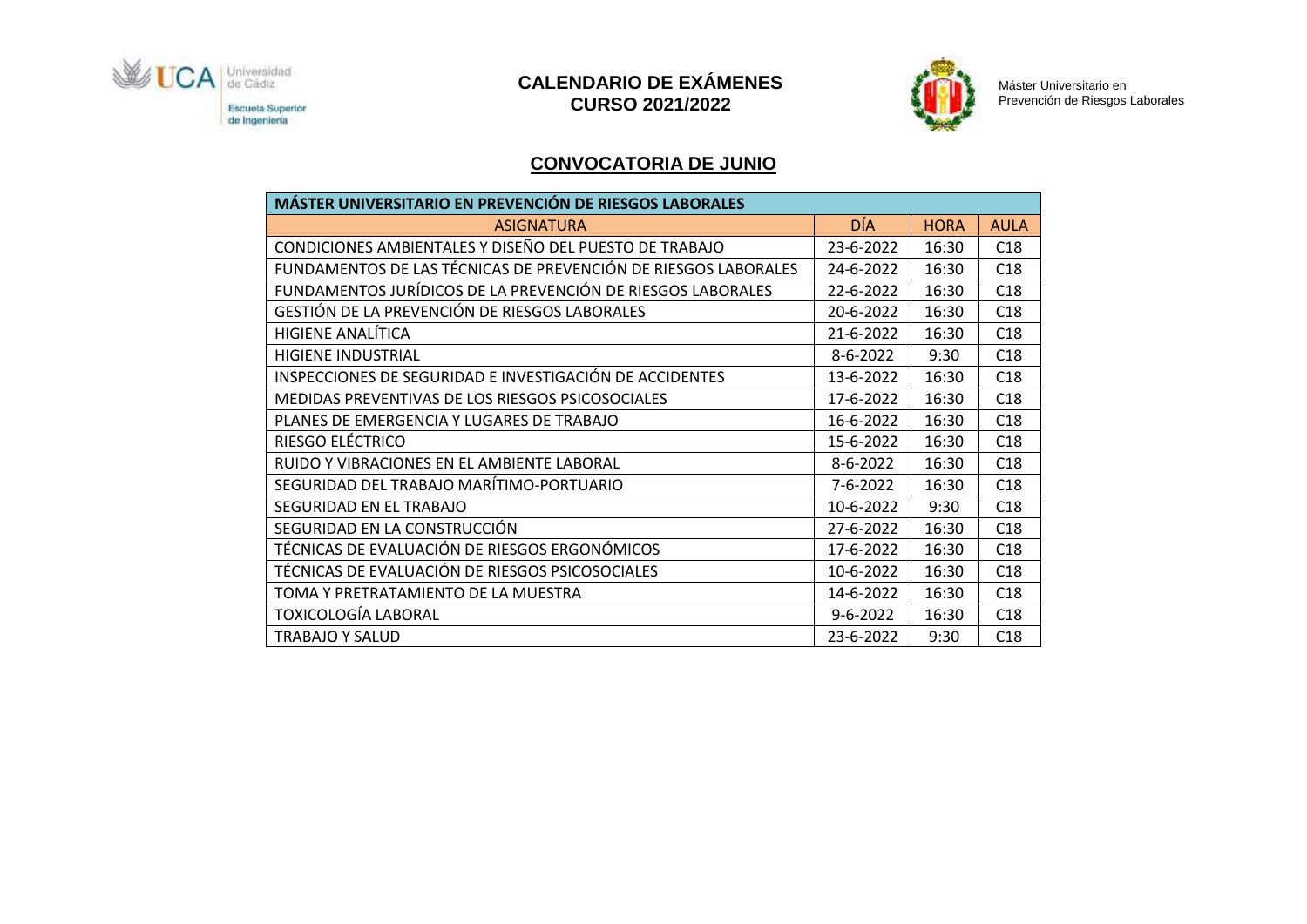Universidad de Cádiz
Escuela Superior de Ingeniería

# CALENDARIO DE EXÁMENES
# CURSO 2021/2022

Máster Universitario en Prevención de Riesgos Laborales

## CONVOCATORIA DE JUNIO

| MÁSTER UNIVERSITARIO EN PREVENCIÓN DE RIESGOS LABORALES | | | |
|---|---|---|---|
| ASIGNATURA | DÍA | HORA | AULA |
| CONDICIONES AMBIENTALES Y DISEÑO DEL PUESTO DE TRABAJO | 23-6-2022 | 16:30 | C18 |
| FUNDAMENTOS DE LAS TÉCNICAS DE PREVENCIÓN DE RIESGOS LABORALES | 24-6-2022 | 16:30 | C18 |
| FUNDAMENTOS JURÍDICOS DE LA PREVENCIÓN DE RIESGOS LABORALES | 22-6-2022 | 16:30 | C18 |
| GESTIÓN DE LA PREVENCIÓN DE RIESGOS LABORALES | 20-6-2022 | 16:30 | C18 |
| HIGIENE ANALÍTICA | 21-6-2022 | 16:30 | C18 |
| HIGIENE INDUSTRIAL | 8-6-2022 | 9:30 | C18 |
| INSPECCIONES DE SEGURIDAD E INVESTIGACIÓN DE ACCIDENTES | 13-6-2022 | 16:30 | C18 |
| MEDIDAS PREVENTIVAS DE LOS RIESGOS PSICOSOCIALES | 17-6-2022 | 16:30 | C18 |
| PLANES DE EMERGENCIA Y LUGARES DE TRABAJO | 16-6-2022 | 16:30 | C18 |
| RIESGO ELÉCTRICO | 15-6-2022 | 16:30 | C18 |
| RUIDO Y VIBRACIONES EN EL AMBIENTE LABORAL | 8-6-2022 | 16:30 | C18 |
| SEGURIDAD DEL TRABAJO MARÍTIMO-PORTUARIO | 7-6-2022 | 16:30 | C18 |
| SEGURIDAD EN EL TRABAJO | 10-6-2022 | 9:30 | C18 |
| SEGURIDAD EN LA CONSTRUCCIÓN | 27-6-2022 | 16:30 | C18 |
| TÉCNICAS DE EVALUACIÓN DE RIESGOS ERGONÓMICOS | 17-6-2022 | 16:30 | C18 |
| TÉCNICAS DE EVALUACIÓN DE RIESGOS PSICOSOCIALES | 10-6-2022 | 16:30 | C18 |
| TOMA Y PRETRATAMIENTO DE LA MUESTRA | 14-6-2022 | 16:30 | C18 |
| TOXICOLOGÍA LABORAL | 9-6-2022 | 16:30 | C18 |
| TRABAJO Y SALUD | 23-6-2022 | 9:30 | C18 |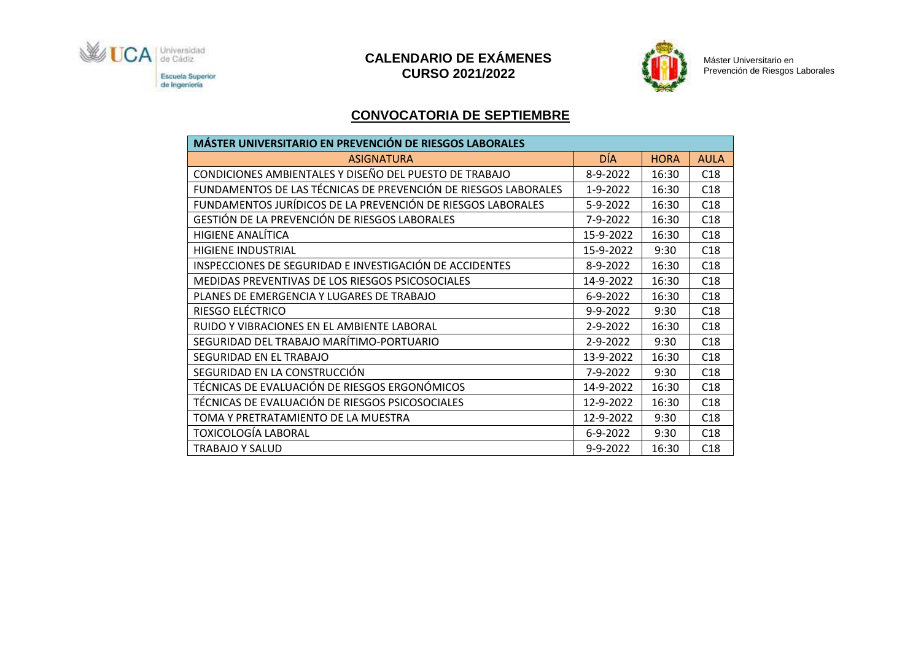Universidad de Cádiz
Escuela Superior de Ingeniería

**CALENDARIO DE EXÁMENES**
**CURSO 2021/2022**

Máster Universitario en Prevención de Riesgos Laborales

## CONVOCATORIA DE SEPTIEMBRE

| MÁSTER UNIVERSITARIO EN PREVENCIÓN DE RIESGOS LABORALES | | | |
|---|---|---|---|
| ASIGNATURA | DÍA | HORA | AULA |
| CONDICIONES AMBIENTALES Y DISEÑO DEL PUESTO DE TRABAJO | 8-9-2022 | 16:30 | C18 |
| FUNDAMENTOS DE LAS TÉCNICAS DE PREVENCIÓN DE RIESGOS LABORALES | 1-9-2022 | 16:30 | C18 |
| FUNDAMENTOS JURÍDICOS DE LA PREVENCIÓN DE RIESGOS LABORALES | 5-9-2022 | 16:30 | C18 |
| GESTIÓN DE LA PREVENCIÓN DE RIESGOS LABORALES | 7-9-2022 | 16:30 | C18 |
| HIGIENE ANALÍTICA | 15-9-2022 | 16:30 | C18 |
| HIGIENE INDUSTRIAL | 15-9-2022 | 9:30 | C18 |
| INSPECCIONES DE SEGURIDAD E INVESTIGACIÓN DE ACCIDENTES | 8-9-2022 | 16:30 | C18 |
| MEDIDAS PREVENTIVAS DE LOS RIESGOS PSICOSOCIALES | 14-9-2022 | 16:30 | C18 |
| PLANES DE EMERGENCIA Y LUGARES DE TRABAJO | 6-9-2022 | 16:30 | C18 |
| RIESGO ELÉCTRICO | 9-9-2022 | 9:30 | C18 |
| RUIDO Y VIBRACIONES EN EL AMBIENTE LABORAL | 2-9-2022 | 16:30 | C18 |
| SEGURIDAD DEL TRABAJO MARÍTIMO-PORTUARIO | 2-9-2022 | 9:30 | C18 |
| SEGURIDAD EN EL TRABAJO | 13-9-2022 | 16:30 | C18 |
| SEGURIDAD EN LA CONSTRUCCIÓN | 7-9-2022 | 9:30 | C18 |
| TÉCNICAS DE EVALUACIÓN DE RIESGOS ERGONÓMICOS | 14-9-2022 | 16:30 | C18 |
| TÉCNICAS DE EVALUACIÓN DE RIESGOS PSICOSOCIALES | 12-9-2022 | 16:30 | C18 |
| TOMA Y PRETRATAMIENTO DE LA MUESTRA | 12-9-2022 | 9:30 | C18 |
| TOXICOLOGÍA LABORAL | 6-9-2022 | 9:30 | C18 |
| TRABAJO Y SALUD | 9-9-2022 | 16:30 | C18 |